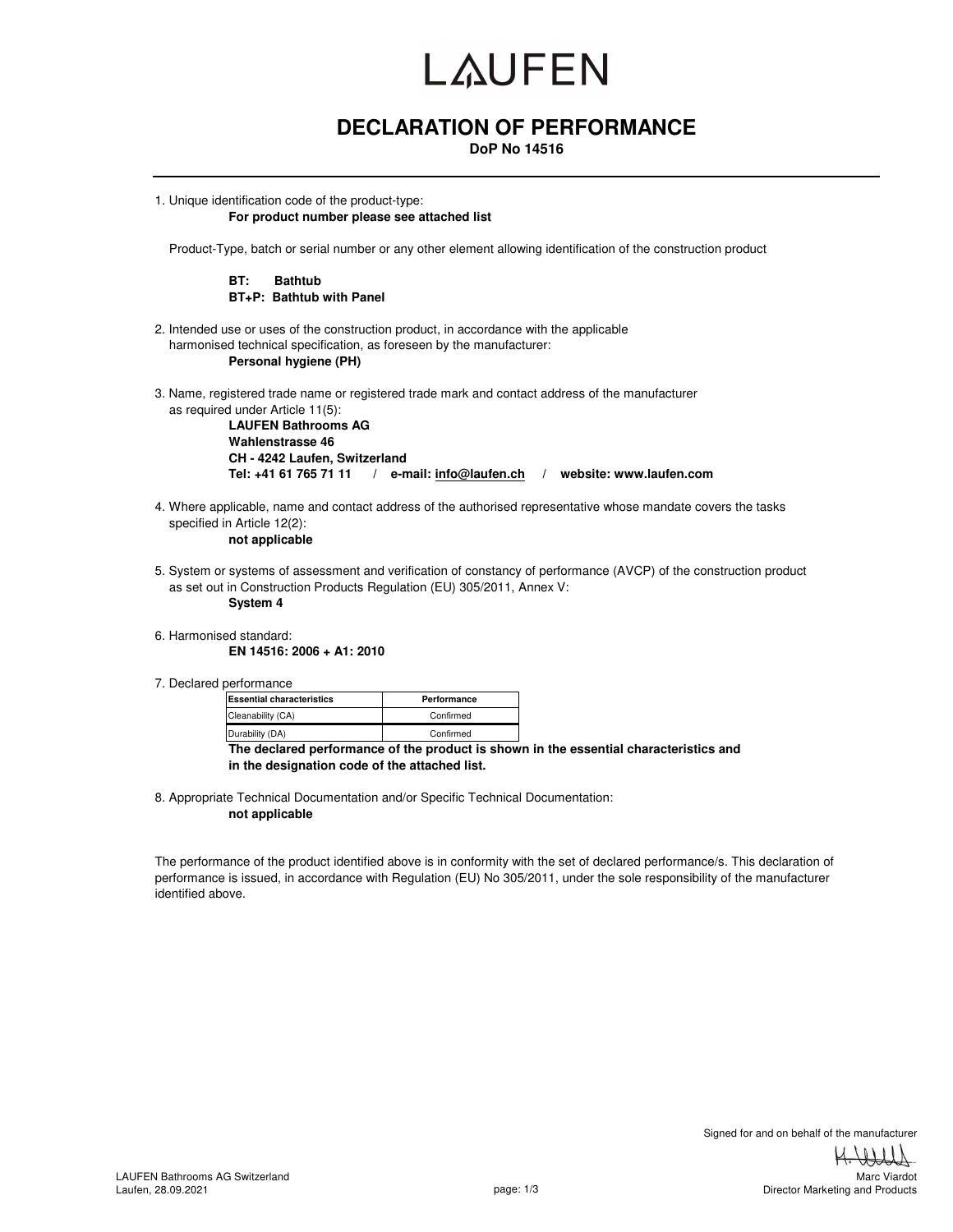# LAUFEN

## DECLARATION OF PERFORMANCE

**DoP No 14516**

---

1. Unique identification code of the product-type:
   **For product number please see attached list**

   Product-Type, batch or serial number or any other element allowing identification of the construction product

   **BT: Bathtub**
   **BT+P: Bathtub with Panel**

2. Intended use or uses of the construction product, in accordance with the applicable harmonised technical specification, as foreseen by the manufacturer:
   **Personal hygiene (PH)**

3. Name, registered trade name or registered trade mark and contact address of the manufacturer as required under Article 11(5):
   **LAUFEN Bathrooms AG**
   **Wahlenstrasse 46**
   **CH - 4242 Laufen, Switzerland**
   **Tel: +41 61 765 71 11 / e-mail: info@laufen.ch / website: www.laufen.com**

4. Where applicable, name and contact address of the authorised representative whose mandate covers the tasks specified in Article 12(2):
   **not applicable**

5. System or systems of assessment and verification of constancy of performance (AVCP) of the construction product as set out in Construction Products Regulation (EU) 305/2011, Annex V:
   **System 4**

6. Harmonised standard:
   **EN 14516: 2006 + A1: 2010**

7. Declared performance

| Essential characteristics | Performance |
|---|---|
| Cleanability (CA) | Confirmed |
| Durability (DA) | Confirmed |

   **The declared performance of the product is shown in the essential characteristics and in the designation code of the attached list.**

8. Appropriate Technical Documentation and/or Specific Technical Documentation:
   **not applicable**

The performance of the product identified above is in conformity with the set of declared performance/s. This declaration of performance is issued, in accordance with Regulation (EU) No 305/2011, under the sole responsibility of the manufacturer identified above.

Signed for and on behalf of the manufacturer

LAUFEN Bathrooms AG Switzerland
Laufen, 28.09.2021

Marc Viardot
Director Marketing and Products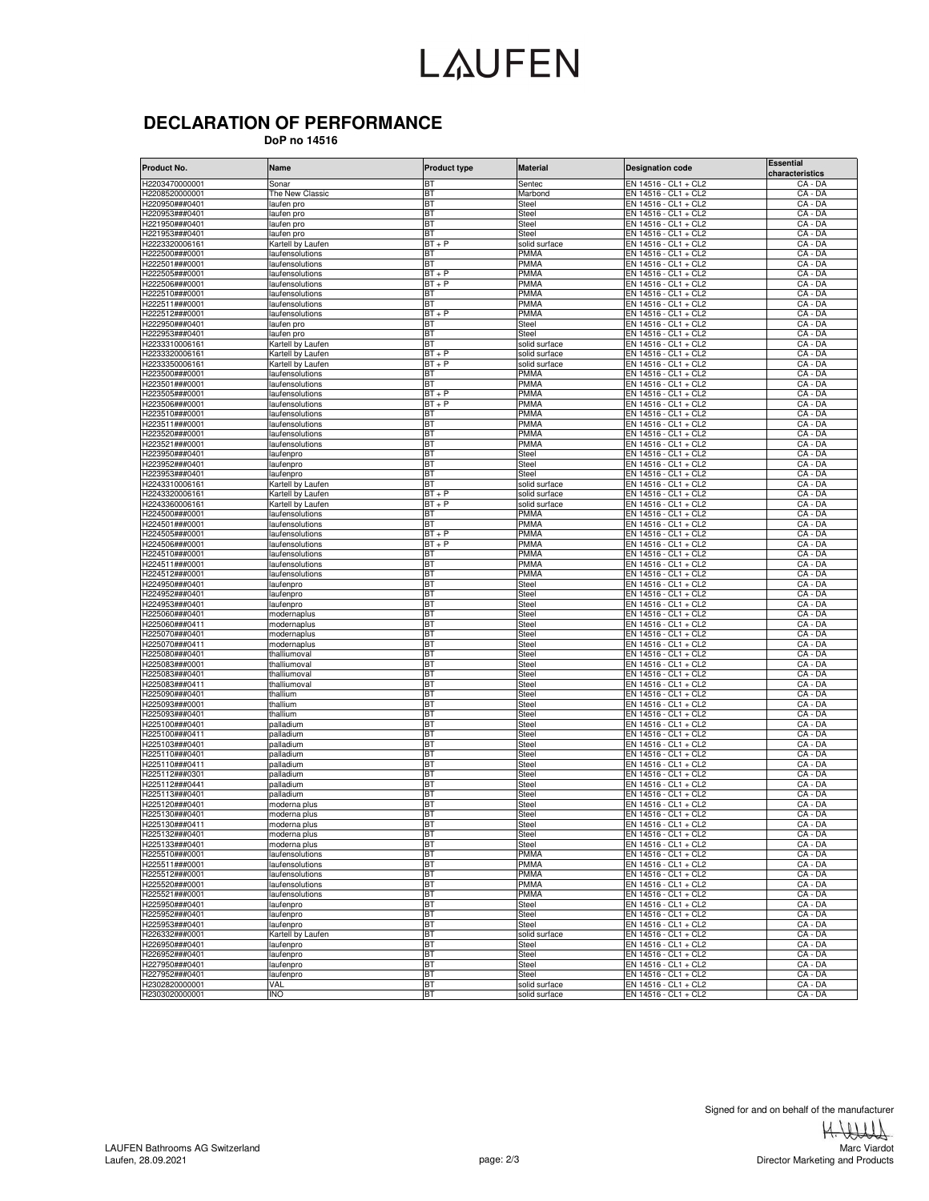LAUFEN

# DECLARATION OF PERFORMANCE

**DoP no 14516**

| Product No. | Name | Product type | Material | Designation code | Essential characteristics |
|---|---|---|---|---|---|
| H2203470000001 | Sonar | BT | Sentec | EN 14516 - CL1 + CL2 | CA - DA |
| H2208520000001 | The New Classic | BT | Marbond | EN 14516 - CL1 + CL2 | CA - DA |
| H220950###0401 | laufen pro | BT | Steel | EN 14516 - CL1 + CL2 | CA - DA |
| H220953###0401 | laufen pro | BT | Steel | EN 14516 - CL1 + CL2 | CA - DA |
| H221950###0401 | laufen pro | BT | Steel | EN 14516 - CL1 + CL2 | CA - DA |
| H221953###0401 | laufen pro | BT | Steel | EN 14516 - CL1 + CL2 | CA - DA |
| H2223320006161 | Kartell by Laufen | BT + P | solid surface | EN 14516 - CL1 + CL2 | CA - DA |
| H222500###0001 | laufensolutions | BT | PMMA | EN 14516 - CL1 + CL2 | CA - DA |
| H222501###0001 | laufensolutions | BT | PMMA | EN 14516 - CL1 + CL2 | CA - DA |
| H222505###0001 | laufensolutions | BT + P | PMMA | EN 14516 - CL1 + CL2 | CA - DA |
| H222506###0001 | laufensolutions | BT + P | PMMA | EN 14516 - CL1 + CL2 | CA - DA |
| H222510###0001 | laufensolutions | BT | PMMA | EN 14516 - CL1 + CL2 | CA - DA |
| H222511###0001 | laufensolutions | BT | PMMA | EN 14516 - CL1 + CL2 | CA - DA |
| H222512###0001 | laufensolutions | BT + P | PMMA | EN 14516 - CL1 + CL2 | CA - DA |
| H222950###0401 | laufen pro | BT | Steel | EN 14516 - CL1 + CL2 | CA - DA |
| H222953###0401 | laufen pro | BT | Steel | EN 14516 - CL1 + CL2 | CA - DA |
| H2233310006161 | Kartell by Laufen | BT | solid surface | EN 14516 - CL1 + CL2 | CA - DA |
| H2233320006161 | Kartell by Laufen | BT + P | solid surface | EN 14516 - CL1 + CL2 | CA - DA |
| H2233350006161 | Kartell by Laufen | BT + P | solid surface | EN 14516 - CL1 + CL2 | CA - DA |
| H223500###0001 | laufensolutions | BT | PMMA | EN 14516 - CL1 + CL2 | CA - DA |
| H223501###0001 | laufensolutions | BT | PMMA | EN 14516 - CL1 + CL2 | CA - DA |
| H223505###0001 | laufensolutions | BT + P | PMMA | EN 14516 - CL1 + CL2 | CA - DA |
| H223506###0001 | laufensolutions | BT + P | PMMA | EN 14516 - CL1 + CL2 | CA - DA |
| H223510###0001 | laufensolutions | BT | PMMA | EN 14516 - CL1 + CL2 | CA - DA |
| H223511###0001 | laufensolutions | BT | PMMA | EN 14516 - CL1 + CL2 | CA - DA |
| H223520###0001 | laufensolutions | BT | PMMA | EN 14516 - CL1 + CL2 | CA - DA |
| H223521###0001 | laufensolutions | BT | PMMA | EN 14516 - CL1 + CL2 | CA - DA |
| H223950###0401 | laufenpro | BT | Steel | EN 14516 - CL1 + CL2 | CA - DA |
| H223952###0401 | laufenpro | BT | Steel | EN 14516 - CL1 + CL2 | CA - DA |
| H223953###0401 | laufenpro | BT | Steel | EN 14516 - CL1 + CL2 | CA - DA |
| H2243310006161 | Kartell by Laufen | BT | solid surface | EN 14516 - CL1 + CL2 | CA - DA |
| H2243320006161 | Kartell by Laufen | BT + P | solid surface | EN 14516 - CL1 + CL2 | CA - DA |
| H2243360006161 | Kartell by Laufen | BT + P | solid surface | EN 14516 - CL1 + CL2 | CA - DA |
| H224500###0001 | laufensolutions | BT | PMMA | EN 14516 - CL1 + CL2 | CA - DA |
| H224501###0001 | laufensolutions | BT | PMMA | EN 14516 - CL1 + CL2 | CA - DA |
| H224505###0001 | laufensolutions | BT + P | PMMA | EN 14516 - CL1 + CL2 | CA - DA |
| H224506###0001 | laufensolutions | BT + P | PMMA | EN 14516 - CL1 + CL2 | CA - DA |
| H224510###0001 | laufensolutions | BT | PMMA | EN 14516 - CL1 + CL2 | CA - DA |
| H224511###0001 | laufensolutions | BT | PMMA | EN 14516 - CL1 + CL2 | CA - DA |
| H224512###0001 | laufensolutions | BT | PMMA | EN 14516 - CL1 + CL2 | CA - DA |
| H224950###0401 | laufenpro | BT | Steel | EN 14516 - CL1 + CL2 | CA - DA |
| H224952###0401 | laufenpro | BT | Steel | EN 14516 - CL1 + CL2 | CA - DA |
| H224953###0401 | laufenpro | BT | Steel | EN 14516 - CL1 + CL2 | CA - DA |
| H225060###0401 | modernaplus | BT | Steel | EN 14516 - CL1 + CL2 | CA - DA |
| H225060###0411 | modernaplus | BT | Steel | EN 14516 - CL1 + CL2 | CA - DA |
| H225070###0401 | modernaplus | BT | Steel | EN 14516 - CL1 + CL2 | CA - DA |
| H225070###0411 | modernaplus | BT | Steel | EN 14516 - CL1 + CL2 | CA - DA |
| H225080###0401 | thalliumoval | BT | Steel | EN 14516 - CL1 + CL2 | CA - DA |
| H225083###0001 | thalliumoval | BT | Steel | EN 14516 - CL1 + CL2 | CA - DA |
| H225083###0401 | thalliumoval | BT | Steel | EN 14516 - CL1 + CL2 | CA - DA |
| H225083###0411 | thalliumoval | BT | Steel | EN 14516 - CL1 + CL2 | CA - DA |
| H225090###0401 | thallium | BT | Steel | EN 14516 - CL1 + CL2 | CA - DA |
| H225093###0001 | thallium | BT | Steel | EN 14516 - CL1 + CL2 | CA - DA |
| H225093###0401 | thallium | BT | Steel | EN 14516 - CL1 + CL2 | CA - DA |
| H225100###0401 | palladium | BT | Steel | EN 14516 - CL1 + CL2 | CA - DA |
| H225100###0411 | palladium | BT | Steel | EN 14516 - CL1 + CL2 | CA - DA |
| H225103###0401 | palladium | BT | Steel | EN 14516 - CL1 + CL2 | CA - DA |
| H225110###0401 | palladium | BT | Steel | EN 14516 - CL1 + CL2 | CA - DA |
| H225110###0411 | palladium | BT | Steel | EN 14516 - CL1 + CL2 | CA - DA |
| H225112###0301 | palladium | BT | Steel | EN 14516 - CL1 + CL2 | CA - DA |
| H225112###0441 | palladium | BT | Steel | EN 14516 - CL1 + CL2 | CA - DA |
| H225113###0401 | palladium | BT | Steel | EN 14516 - CL1 + CL2 | CA - DA |
| H225120###0401 | moderna plus | BT | Steel | EN 14516 - CL1 + CL2 | CA - DA |
| H225130###0401 | moderna plus | BT | Steel | EN 14516 - CL1 + CL2 | CA - DA |
| H225130###0411 | moderna plus | BT | Steel | EN 14516 - CL1 + CL2 | CA - DA |
| H225132###0401 | moderna plus | BT | Steel | EN 14516 - CL1 + CL2 | CA - DA |
| H225133###0401 | moderna plus | BT | Steel | EN 14516 - CL1 + CL2 | CA - DA |
| H225510###0001 | laufensolutions | BT | PMMA | EN 14516 - CL1 + CL2 | CA - DA |
| H225511###0001 | laufensolutions | BT | PMMA | EN 14516 - CL1 + CL2 | CA - DA |
| H225512###0001 | laufensolutions | BT | PMMA | EN 14516 - CL1 + CL2 | CA - DA |
| H225520###0001 | laufensolutions | BT | PMMA | EN 14516 - CL1 + CL2 | CA - DA |
| H225521###0001 | laufensolutions | BT | PMMA | EN 14516 - CL1 + CL2 | CA - DA |
| H225950###0401 | laufenpro | BT | Steel | EN 14516 - CL1 + CL2 | CA - DA |
| H225952###0401 | laufenpro | BT | Steel | EN 14516 - CL1 + CL2 | CA - DA |
| H225953###0401 | laufenpro | BT | Steel | EN 14516 - CL1 + CL2 | CA - DA |
| H226332###0001 | Kartell by Laufen | BT | solid surface | EN 14516 - CL1 + CL2 | CA - DA |
| H226950###0401 | laufenpro | BT | Steel | EN 14516 - CL1 + CL2 | CA - DA |
| H226952###0401 | laufenpro | BT | Steel | EN 14516 - CL1 + CL2 | CA - DA |
| H227950###0401 | laufenpro | BT | Steel | EN 14516 - CL1 + CL2 | CA - DA |
| H227952###0401 | laufenpro | BT | Steel | EN 14516 - CL1 + CL2 | CA - DA |
| H2302820000001 | VAL | BT | solid surface | EN 14516 - CL1 + CL2 | CA - DA |
| H2303020000001 | INO | BT | solid surface | EN 14516 - CL1 + CL2 | CA - DA |

Signed for and on behalf of the manufacturer

LAUFEN Bathrooms AG Switzerland
Laufen, 28.09.2021

Marc Viardot
Director Marketing and Products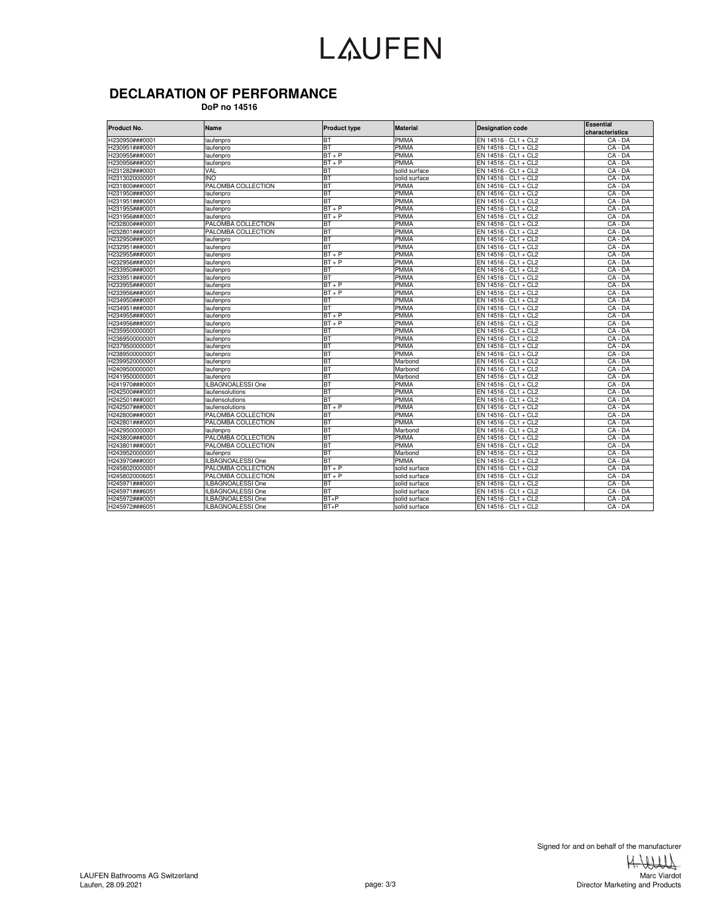# LAUFEN

## DECLARATION OF PERFORMANCE

**DoP no 14516**

| Product No. | Name | Product type | Material | Designation code | Essential characteristics |
|---|---|---|---|---|---|
| H230950###0001 | laufenpro | BT | PMMA | EN 14516 - CL1 + CL2 | CA - DA |
| H230951###0001 | laufenpro | BT | PMMA | EN 14516 - CL1 + CL2 | CA - DA |
| H230955###0001 | laufenpro | BT + P | PMMA | EN 14516 - CL1 + CL2 | CA - DA |
| H230956###0001 | laufenpro | BT + P | PMMA | EN 14516 - CL1 + CL2 | CA - DA |
| H231282###0001 | VAL | BT | solid surface | EN 14516 - CL1 + CL2 | CA - DA |
| H2313020000001 | INO | BT | solid surface | EN 14516 - CL1 + CL2 | CA - DA |
| H231800###0001 | PALOMBA COLLECTION | BT | PMMA | EN 14516 - CL1 + CL2 | CA - DA |
| H231950###0001 | laufenpro | BT | PMMA | EN 14516 - CL1 + CL2 | CA - DA |
| H231951###0001 | laufenpro | BT | PMMA | EN 14516 - CL1 + CL2 | CA - DA |
| H231955###0001 | laufenpro | BT + P | PMMA | EN 14516 - CL1 + CL2 | CA - DA |
| H231956###0001 | laufenpro | BT + P | PMMA | EN 14516 - CL1 + CL2 | CA - DA |
| H232800###0001 | PALOMBA COLLECTION | BT | PMMA | EN 14516 - CL1 + CL2 | CA - DA |
| H232801###0001 | PALOMBA COLLECTION | BT | PMMA | EN 14516 - CL1 + CL2 | CA - DA |
| H232950###0001 | laufenpro | BT | PMMA | EN 14516 - CL1 + CL2 | CA - DA |
| H232951###0001 | laufenpro | BT | PMMA | EN 14516 - CL1 + CL2 | CA - DA |
| H232955###0001 | laufenpro | BT + P | PMMA | EN 14516 - CL1 + CL2 | CA - DA |
| H232956###0001 | laufenpro | BT + P | PMMA | EN 14516 - CL1 + CL2 | CA - DA |
| H233950###0001 | laufenpro | BT | PMMA | EN 14516 - CL1 + CL2 | CA - DA |
| H233951###0001 | laufenpro | BT | PMMA | EN 14516 - CL1 + CL2 | CA - DA |
| H233955###0001 | laufenpro | BT + P | PMMA | EN 14516 - CL1 + CL2 | CA - DA |
| H233956###0001 | laufenpro | BT + P | PMMA | EN 14516 - CL1 + CL2 | CA - DA |
| H234950###0001 | laufenpro | BT | PMMA | EN 14516 - CL1 + CL2 | CA - DA |
| H234951###0001 | laufenpro | BT | PMMA | EN 14516 - CL1 + CL2 | CA - DA |
| H234955###0001 | laufenpro | BT + P | PMMA | EN 14516 - CL1 + CL2 | CA - DA |
| H234956###0001 | laufenpro | BT + P | PMMA | EN 14516 - CL1 + CL2 | CA - DA |
| H2359500000001 | laufenpro | BT | PMMA | EN 14516 - CL1 + CL2 | CA - DA |
| H2369500000001 | laufenpro | BT | PMMA | EN 14516 - CL1 + CL2 | CA - DA |
| H2379500000001 | laufenpro | BT | PMMA | EN 14516 - CL1 + CL2 | CA - DA |
| H2389500000001 | laufenpro | BT | PMMA | EN 14516 - CL1 + CL2 | CA - DA |
| H2399520000001 | laufenpro | BT | Marbond | EN 14516 - CL1 + CL2 | CA - DA |
| H2409500000001 | laufenpro | BT | Marbond | EN 14516 - CL1 + CL2 | CA - DA |
| H2419500000001 | laufenpro | BT | Marbond | EN 14516 - CL1 + CL2 | CA - DA |
| H241970###0001 | ILBAGNOALESSI One | BT | PMMA | EN 14516 - CL1 + CL2 | CA - DA |
| H242500###0001 | laufensolutions | BT | PMMA | EN 14516 - CL1 + CL2 | CA - DA |
| H242501###0001 | laufensolutions | BT | PMMA | EN 14516 - CL1 + CL2 | CA - DA |
| H242507###0001 | laufensolutions | BT + P | PMMA | EN 14516 - CL1 + CL2 | CA - DA |
| H242800###0001 | PALOMBA COLLECTION | BT | PMMA | EN 14516 - CL1 + CL2 | CA - DA |
| H242801###0001 | PALOMBA COLLECTION | BT | PMMA | EN 14516 - CL1 + CL2 | CA - DA |
| H2429500000001 | laufenpro | BT | Marbond | EN 14516 - CL1 + CL2 | CA - DA |
| H243800###0001 | PALOMBA COLLECTION | BT | PMMA | EN 14516 - CL1 + CL2 | CA - DA |
| H243801###0001 | PALOMBA COLLECTION | BT | PMMA | EN 14516 - CL1 + CL2 | CA - DA |
| H2439520000001 | laufenpro | BT | Marbond | EN 14516 - CL1 + CL2 | CA - DA |
| H243970###0001 | ILBAGNOALESSI One | BT | PMMA | EN 14516 - CL1 + CL2 | CA - DA |
| H2458020000001 | PALOMBA COLLECTION | BT + P | solid surface | EN 14516 - CL1 + CL2 | CA - DA |
| H2458020006051 | PALOMBA COLLECTION | BT + P | solid surface | EN 14516 - CL1 + CL2 | CA - DA |
| H245971###0001 | ILBAGNOALESSI One | BT | solid surface | EN 14516 - CL1 + CL2 | CA - DA |
| H245971###6051 | ILBAGNOALESSI One | BT | solid surface | EN 14516 - CL1 + CL2 | CA - DA |
| H245972###0001 | ILBAGNOALESSI One | BT+P | solid surface | EN 14516 - CL1 + CL2 | CA - DA |
| H245972###6051 | ILBAGNOALESSI One | BT+P | solid surface | EN 14516 - CL1 + CL2 | CA - DA |

Signed for and on behalf of the manufacturer

LAUFEN Bathrooms AG Switzerland
Laufen, 28.09.2021

Marc Viardot
Director Marketing and Products